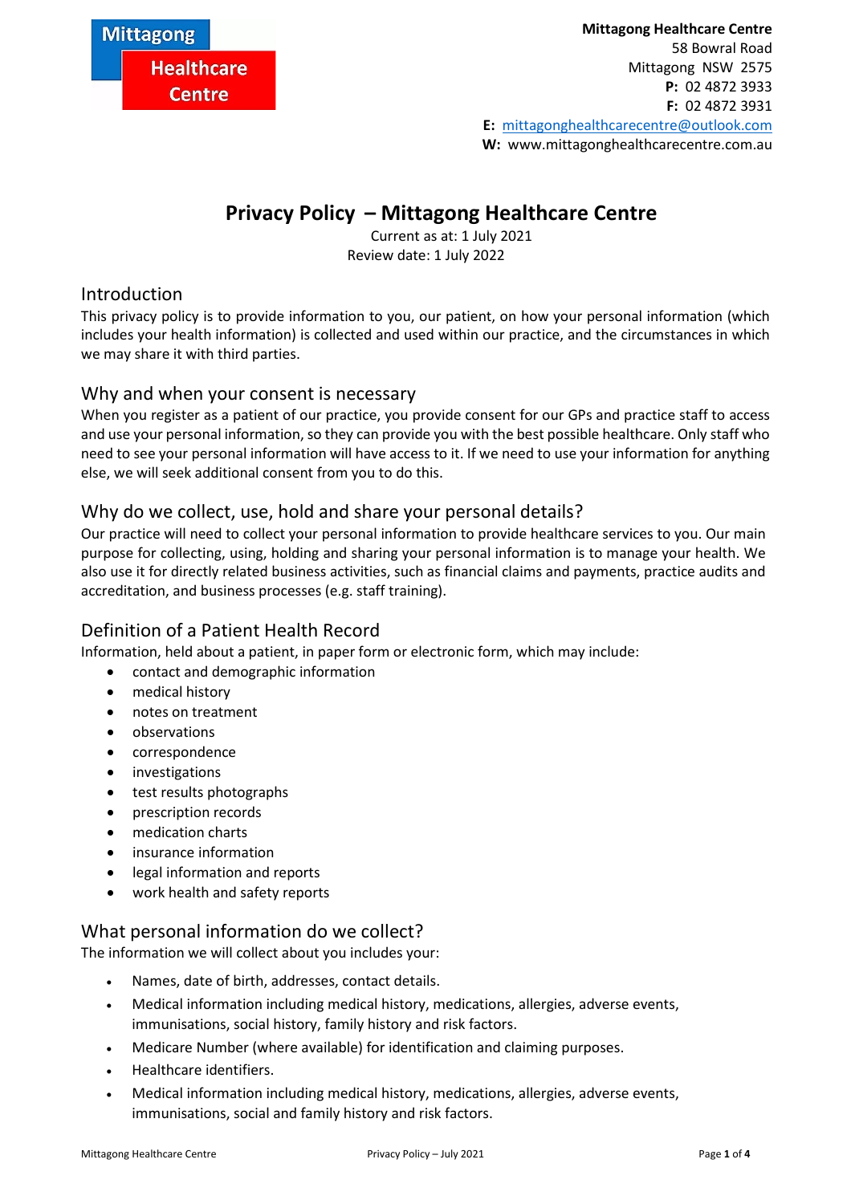Mittagong Healthcare Centre

**Mittagong Healthcare Centre**
58 Bowral Road
Mittagong NSW 2575
**P:** 02 4872 3933
**F:** 02 4872 3931
**E:** mittagonghealthcarecentre@outlook.com
**W:** www.mittagonghealthcarecentre.com.au

# Privacy Policy – Mittagong Healthcare Centre

Current as at: 1 July 2021
Review date: 1 July 2022

## Introduction

This privacy policy is to provide information to you, our patient, on how your personal information (which includes your health information) is collected and used within our practice, and the circumstances in which we may share it with third parties.

## Why and when your consent is necessary

When you register as a patient of our practice, you provide consent for our GPs and practice staff to access and use your personal information, so they can provide you with the best possible healthcare. Only staff who need to see your personal information will have access to it. If we need to use your information for anything else, we will seek additional consent from you to do this.

## Why do we collect, use, hold and share your personal details?

Our practice will need to collect your personal information to provide healthcare services to you. Our main purpose for collecting, using, holding and sharing your personal information is to manage your health. We also use it for directly related business activities, such as financial claims and payments, practice audits and accreditation, and business processes (e.g. staff training).

## Definition of a Patient Health Record

Information, held about a patient, in paper form or electronic form, which may include:

- contact and demographic information
- medical history
- notes on treatment
- observations
- correspondence
- investigations
- test results photographs
- prescription records
- medication charts
- insurance information
- legal information and reports
- work health and safety reports

## What personal information do we collect?

The information we will collect about you includes your:

- Names, date of birth, addresses, contact details.
- Medical information including medical history, medications, allergies, adverse events, immunisations, social history, family history and risk factors.
- Medicare Number (where available) for identification and claiming purposes.
- Healthcare identifiers.
- Medical information including medical history, medications, allergies, adverse events, immunisations, social and family history and risk factors.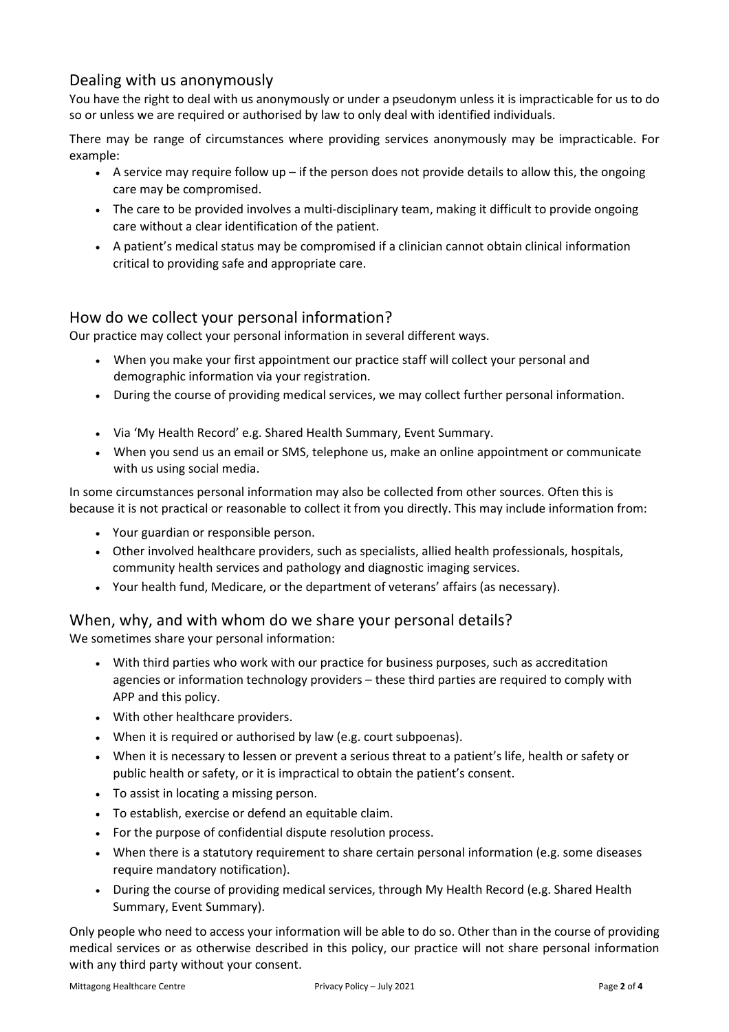## Dealing with us anonymously

You have the right to deal with us anonymously or under a pseudonym unless it is impracticable for us to do so or unless we are required or authorised by law to only deal with identified individuals.

There may be range of circumstances where providing services anonymously may be impracticable. For example:

- A service may require follow up – if the person does not provide details to allow this, the ongoing care may be compromised.
- The care to be provided involves a multi-disciplinary team, making it difficult to provide ongoing care without a clear identification of the patient.
- A patient's medical status may be compromised if a clinician cannot obtain clinical information critical to providing safe and appropriate care.

## How do we collect your personal information?

Our practice may collect your personal information in several different ways.

- When you make your first appointment our practice staff will collect your personal and demographic information via your registration.
- During the course of providing medical services, we may collect further personal information.
- Via 'My Health Record' e.g. Shared Health Summary, Event Summary.
- When you send us an email or SMS, telephone us, make an online appointment or communicate with us using social media.

In some circumstances personal information may also be collected from other sources. Often this is because it is not practical or reasonable to collect it from you directly. This may include information from:

- Your guardian or responsible person.
- Other involved healthcare providers, such as specialists, allied health professionals, hospitals, community health services and pathology and diagnostic imaging services.
- Your health fund, Medicare, or the department of veterans' affairs (as necessary).

## When, why, and with whom do we share your personal details?

We sometimes share your personal information:

- With third parties who work with our practice for business purposes, such as accreditation agencies or information technology providers – these third parties are required to comply with APP and this policy.
- With other healthcare providers.
- When it is required or authorised by law (e.g. court subpoenas).
- When it is necessary to lessen or prevent a serious threat to a patient's life, health or safety or public health or safety, or it is impractical to obtain the patient's consent.
- To assist in locating a missing person.
- To establish, exercise or defend an equitable claim.
- For the purpose of confidential dispute resolution process.
- When there is a statutory requirement to share certain personal information (e.g. some diseases require mandatory notification).
- During the course of providing medical services, through My Health Record (e.g. Shared Health Summary, Event Summary).

Only people who need to access your information will be able to do so. Other than in the course of providing medical services or as otherwise described in this policy, our practice will not share personal information with any third party without your consent.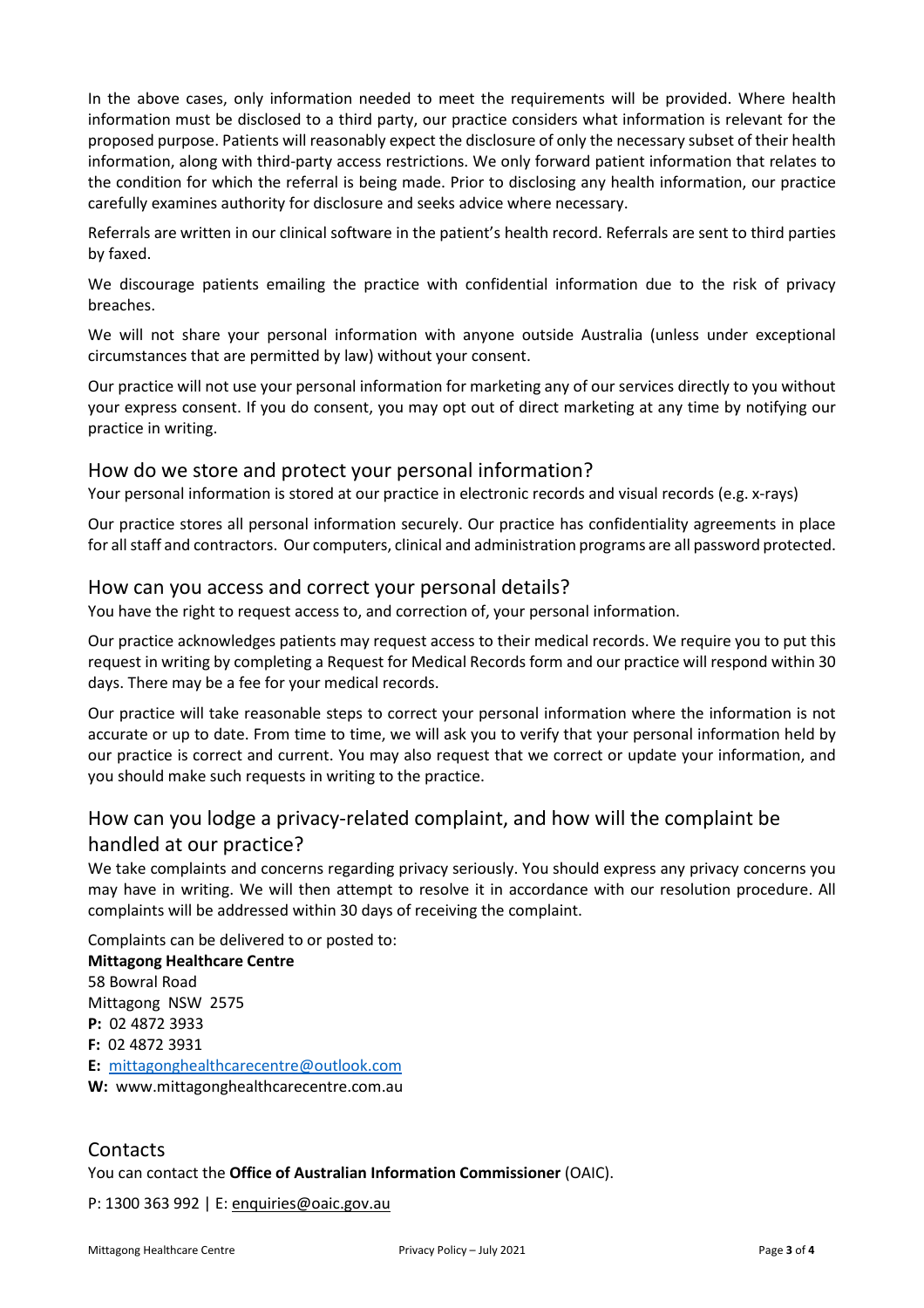In the above cases, only information needed to meet the requirements will be provided. Where health information must be disclosed to a third party, our practice considers what information is relevant for the proposed purpose. Patients will reasonably expect the disclosure of only the necessary subset of their health information, along with third-party access restrictions. We only forward patient information that relates to the condition for which the referral is being made. Prior to disclosing any health information, our practice carefully examines authority for disclosure and seeks advice where necessary.

Referrals are written in our clinical software in the patient's health record. Referrals are sent to third parties by faxed.

We discourage patients emailing the practice with confidential information due to the risk of privacy breaches.

We will not share your personal information with anyone outside Australia (unless under exceptional circumstances that are permitted by law) without your consent.

Our practice will not use your personal information for marketing any of our services directly to you without your express consent. If you do consent, you may opt out of direct marketing at any time by notifying our practice in writing.

## How do we store and protect your personal information?

Your personal information is stored at our practice in electronic records and visual records (e.g. x-rays)

Our practice stores all personal information securely. Our practice has confidentiality agreements in place for all staff and contractors. Our computers, clinical and administration programs are all password protected.

## How can you access and correct your personal details?

You have the right to request access to, and correction of, your personal information.

Our practice acknowledges patients may request access to their medical records. We require you to put this request in writing by completing a Request for Medical Records form and our practice will respond within 30 days. There may be a fee for your medical records.

Our practice will take reasonable steps to correct your personal information where the information is not accurate or up to date. From time to time, we will ask you to verify that your personal information held by our practice is correct and current. You may also request that we correct or update your information, and you should make such requests in writing to the practice.

## How can you lodge a privacy-related complaint, and how will the complaint be handled at our practice?

We take complaints and concerns regarding privacy seriously. You should express any privacy concerns you may have in writing. We will then attempt to resolve it in accordance with our resolution procedure. All complaints will be addressed within 30 days of receiving the complaint.

Complaints can be delivered to or posted to:

**Mittagong Healthcare Centre**
58 Bowral Road
Mittagong NSW 2575
**P:** 02 4872 3933
**F:** 02 4872 3931
**E:** mittagonghealthcarecentre@outlook.com
**W:** www.mittagonghealthcarecentre.com.au

## Contacts

You can contact the **Office of Australian Information Commissioner** (OAIC).

P: 1300 363 992 | E: enquiries@oaic.gov.au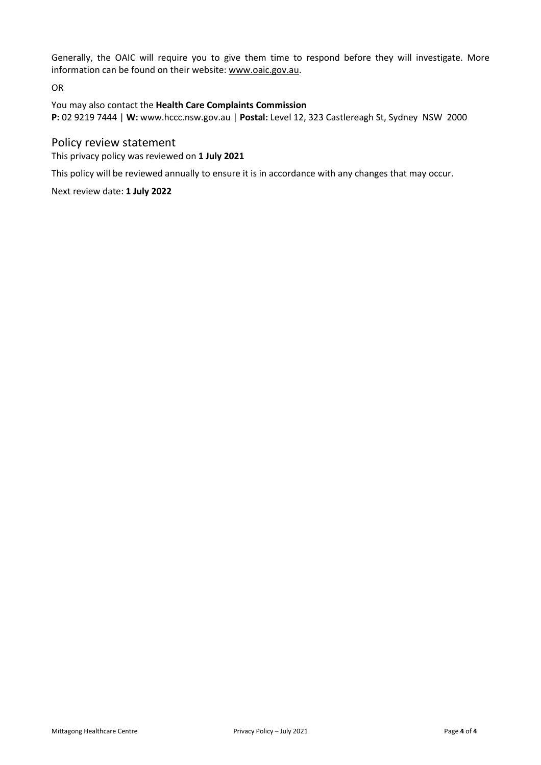Generally, the OAIC will require you to give them time to respond before they will investigate. More information can be found on their website: www.oaic.gov.au.

OR

You may also contact the **Health Care Complaints Commission**
**P:** 02 9219 7444 | **W:** www.hccc.nsw.gov.au | **Postal:** Level 12, 323 Castlereagh St, Sydney NSW 2000

## Policy review statement

This privacy policy was reviewed on **1 July 2021**

This policy will be reviewed annually to ensure it is in accordance with any changes that may occur.

Next review date: **1 July 2022**